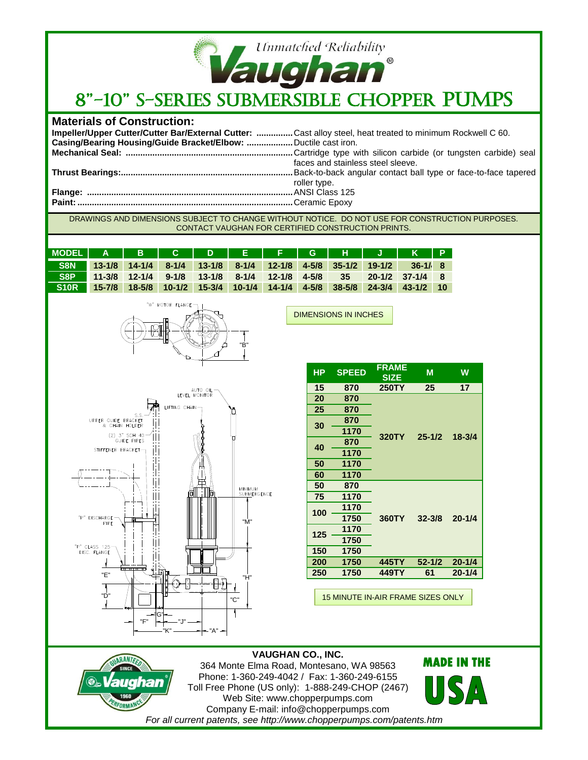Unmatched Reliability

# Vaughan®

# 8"-10" S-SERIES SUBMERSIBLE CHOPPER PUMPS

## Materials of Construction:

**Impeller/Upper Cutter/Cutter Bar/External Cutter:** ............... Cast alloy steel, heat treated to minimum Rockwell C 60.
**Casing/Bearing Housing/Guide Bracket/Elbow:** .................. Ductile cast iron.
**Mechanical Seal:** ..................................................................... Cartridge type with silicon carbide (or tungsten carbide) seal faces and stainless steel sleeve.
**Thrust Bearings:**....................................................................... Back-to-back angular contact ball type or face-to-face tapered roller type.
**Flange:** ..................................................................................... ANSI Class 125
**Paint:** ........................................................................................ Ceramic Epoxy

DRAWINGS AND DIMENSIONS SUBJECT TO CHANGE WITHOUT NOTICE. DO NOT USE FOR CONSTRUCTION PURPOSES. CONTACT VAUGHAN FOR CERTIFIED CONSTRUCTION PRINTS.

| MODEL | A | B | C | D | E | F | G | H | J | K | P |
|---|---|---|---|---|---|---|---|---|---|---|---|
| S8N | 13-1/8 | 14-1/4 | 8-1/4 | 13-1/8 | 8-1/4 | 12-1/8 | 4-5/8 | 35-1/2 | 19-1/2 | 36-1/4 | 8 |
| S8P | 11-3/8 | 12-1/4 | 9-1/8 | 13-1/8 | 8-1/4 | 12-1/8 | 4-5/8 | 35 | 20-1/2 | 37-1/4 | 8 |
| S10R | 15-7/8 | 18-5/8 | 10-1/2 | 15-3/4 | 10-1/4 | 14-1/4 | 4-5/8 | 38-5/8 | 24-3/4 | 43-1/2 | 10 |

DIMENSIONS IN INCHES

"W" MOTOR FLANGE; "B"; AUTO OIL LEVEL MONITOR; LIFTING CHAIN; S.S. UPPER GUIDE BRACKET & CHAIN HOLDER; (2) 3" SCH 40 GUIDE PIPES; STIFFENER BRACKET; MINIMUM SUBMERGENCE; "M"; "P" DISCHARGE PIPE; "P" CLASS 125 DISC. FLANGE; "E"; "H"; "D"; "C"; "G"; "F"; "J"; "K"; "A"

| HP | SPEED | FRAME SIZE | M | W |
|---|---|---|---|---|
| 15 | 870 | 250TY | 25 | 17 |
| 20 | 870 | 320TY | 25-1/2 | 18-3/4 |
| 25 | 870 | | | |
| 30 | 870 | | | |
| | 1170 | | | |
| 40 | 870 | | | |
| | 1170 | | | |
| 50 | 1170 | | | |
| 60 | 1170 | | | |
| 50 | 870 | 360TY | 32-3/8 | 20-1/4 |
| 75 | 1170 | | | |
| 100 | 1170 | | | |
| | 1750 | | | |
| 125 | 1170 | | | |
| | 1750 | | | |
| 150 | 1750 | | | |
| 200 | 1750 | 445TY | 52-1/2 | 20-1/4 |
| 250 | 1750 | 449TY | 61 | 20-1/4 |

15 MINUTE IN-AIR FRAME SIZES ONLY

**VAUGHAN CO., INC.**
364 Monte Elma Road, Montesano, WA 98563
Phone: 1-360-249-4042 / Fax: 1-360-249-6155
Toll Free Phone (US only): 1-888-249-CHOP (2467)
Web Site: www.chopperpumps.com
Company E-mail: info@chopperpumps.com
*For all current patents, see http://www.chopperpumps.com/patents.htm*

GUARANTEED PERFORMANCE SINCE 1960 Vaughan

MADE IN THE USA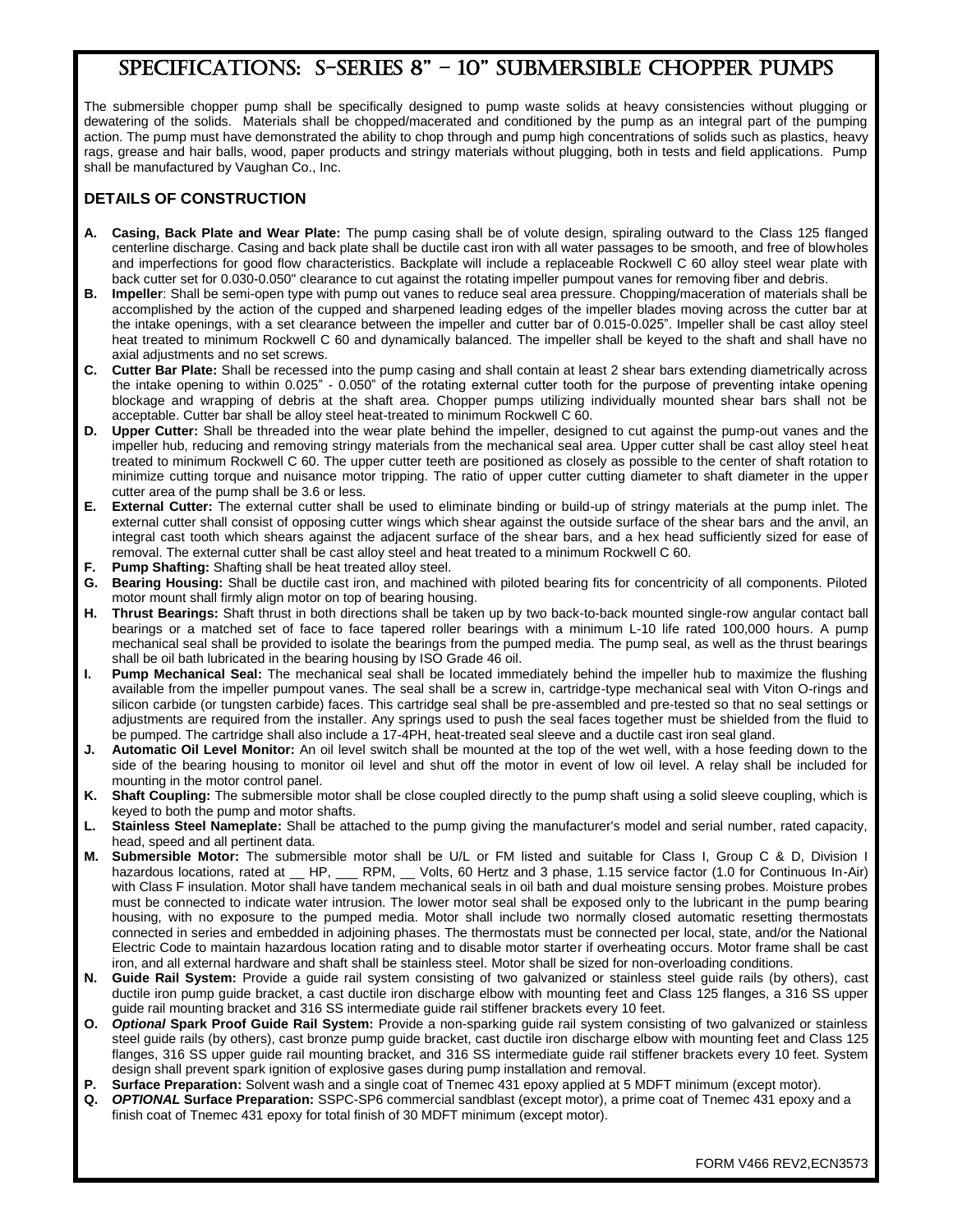# SPECIFICATIONS: S-SERIES 8" – 10" SUBMERSIBLE CHOPPER PUMPS

The submersible chopper pump shall be specifically designed to pump waste solids at heavy consistencies without plugging or dewatering of the solids. Materials shall be chopped/macerated and conditioned by the pump as an integral part of the pumping action. The pump must have demonstrated the ability to chop through and pump high concentrations of solids such as plastics, heavy rags, grease and hair balls, wood, paper products and stringy materials without plugging, both in tests and field applications. Pump shall be manufactured by Vaughan Co., Inc.

## DETAILS OF CONSTRUCTION

**A. Casing, Back Plate and Wear Plate:** The pump casing shall be of volute design, spiraling outward to the Class 125 flanged centerline discharge. Casing and back plate shall be ductile cast iron with all water passages to be smooth, and free of blowholes and imperfections for good flow characteristics. Backplate will include a replaceable Rockwell C 60 alloy steel wear plate with back cutter set for 0.030-0.050" clearance to cut against the rotating impeller pumpout vanes for removing fiber and debris.

**B. Impeller**: Shall be semi-open type with pump out vanes to reduce seal area pressure. Chopping/maceration of materials shall be accomplished by the action of the cupped and sharpened leading edges of the impeller blades moving across the cutter bar at the intake openings, with a set clearance between the impeller and cutter bar of 0.015-0.025". Impeller shall be cast alloy steel heat treated to minimum Rockwell C 60 and dynamically balanced. The impeller shall be keyed to the shaft and shall have no axial adjustments and no set screws.

**C. Cutter Bar Plate:** Shall be recessed into the pump casing and shall contain at least 2 shear bars extending diametrically across the intake opening to within 0.025" - 0.050" of the rotating external cutter tooth for the purpose of preventing intake opening blockage and wrapping of debris at the shaft area. Chopper pumps utilizing individually mounted shear bars shall not be acceptable. Cutter bar shall be alloy steel heat-treated to minimum Rockwell C 60.

**D. Upper Cutter:** Shall be threaded into the wear plate behind the impeller, designed to cut against the pump-out vanes and the impeller hub, reducing and removing stringy materials from the mechanical seal area. Upper cutter shall be cast alloy steel heat treated to minimum Rockwell C 60. The upper cutter teeth are positioned as closely as possible to the center of shaft rotation to minimize cutting torque and nuisance motor tripping. The ratio of upper cutter cutting diameter to shaft diameter in the upper cutter area of the pump shall be 3.6 or less.

**E. External Cutter:** The external cutter shall be used to eliminate binding or build-up of stringy materials at the pump inlet. The external cutter shall consist of opposing cutter wings which shear against the outside surface of the shear bars and the anvil, an integral cast tooth which shears against the adjacent surface of the shear bars, and a hex head sufficiently sized for ease of removal. The external cutter shall be cast alloy steel and heat treated to a minimum Rockwell C 60.

**F. Pump Shafting:** Shafting shall be heat treated alloy steel.

**G. Bearing Housing:** Shall be ductile cast iron, and machined with piloted bearing fits for concentricity of all components. Piloted motor mount shall firmly align motor on top of bearing housing.

**H. Thrust Bearings:** Shaft thrust in both directions shall be taken up by two back-to-back mounted single-row angular contact ball bearings or a matched set of face to face tapered roller bearings with a minimum L-10 life rated 100,000 hours. A pump mechanical seal shall be provided to isolate the bearings from the pumped media. The pump seal, as well as the thrust bearings shall be oil bath lubricated in the bearing housing by ISO Grade 46 oil.

**I. Pump Mechanical Seal:** The mechanical seal shall be located immediately behind the impeller hub to maximize the flushing available from the impeller pumpout vanes. The seal shall be a screw in, cartridge-type mechanical seal with Viton O-rings and silicon carbide (or tungsten carbide) faces. This cartridge seal shall be pre-assembled and pre-tested so that no seal settings or adjustments are required from the installer. Any springs used to push the seal faces together must be shielded from the fluid to be pumped. The cartridge shall also include a 17-4PH, heat-treated seal sleeve and a ductile cast iron seal gland.

**J. Automatic Oil Level Monitor:** An oil level switch shall be mounted at the top of the wet well, with a hose feeding down to the side of the bearing housing to monitor oil level and shut off the motor in event of low oil level. A relay shall be included for mounting in the motor control panel.

**K. Shaft Coupling:** The submersible motor shall be close coupled directly to the pump shaft using a solid sleeve coupling, which is keyed to both the pump and motor shafts.

**L. Stainless Steel Nameplate:** Shall be attached to the pump giving the manufacturer's model and serial number, rated capacity, head, speed and all pertinent data.

**M. Submersible Motor:** The submersible motor shall be U/L or FM listed and suitable for Class I, Group C & D, Division I hazardous locations, rated at __ HP, ___ RPM, __ Volts, 60 Hertz and 3 phase, 1.15 service factor (1.0 for Continuous In-Air) with Class F insulation. Motor shall have tandem mechanical seals in oil bath and dual moisture sensing probes. Moisture probes must be connected to indicate water intrusion. The lower motor seal shall be exposed only to the lubricant in the pump bearing housing, with no exposure to the pumped media. Motor shall include two normally closed automatic resetting thermostats connected in series and embedded in adjoining phases. The thermostats must be connected per local, state, and/or the National Electric Code to maintain hazardous location rating and to disable motor starter if overheating occurs. Motor frame shall be cast iron, and all external hardware and shaft shall be stainless steel. Motor shall be sized for non-overloading conditions.

**N. Guide Rail System:** Provide a guide rail system consisting of two galvanized or stainless steel guide rails (by others), cast ductile iron pump guide bracket, a cast ductile iron discharge elbow with mounting feet and Class 125 flanges, a 316 SS upper guide rail mounting bracket and 316 SS intermediate guide rail stiffener brackets every 10 feet.

**O. *Optional* Spark Proof Guide Rail System:** Provide a non-sparking guide rail system consisting of two galvanized or stainless steel guide rails (by others), cast bronze pump guide bracket, cast ductile iron discharge elbow with mounting feet and Class 125 flanges, 316 SS upper guide rail mounting bracket, and 316 SS intermediate guide rail stiffener brackets every 10 feet. System design shall prevent spark ignition of explosive gases during pump installation and removal.

**P. Surface Preparation:** Solvent wash and a single coat of Tnemec 431 epoxy applied at 5 MDFT minimum (except motor).

**Q. *OPTIONAL* Surface Preparation:** SSPC-SP6 commercial sandblast (except motor), a prime coat of Tnemec 431 epoxy and a finish coat of Tnemec 431 epoxy for total finish of 30 MDFT minimum (except motor).

FORM V466 REV2,ECN3573